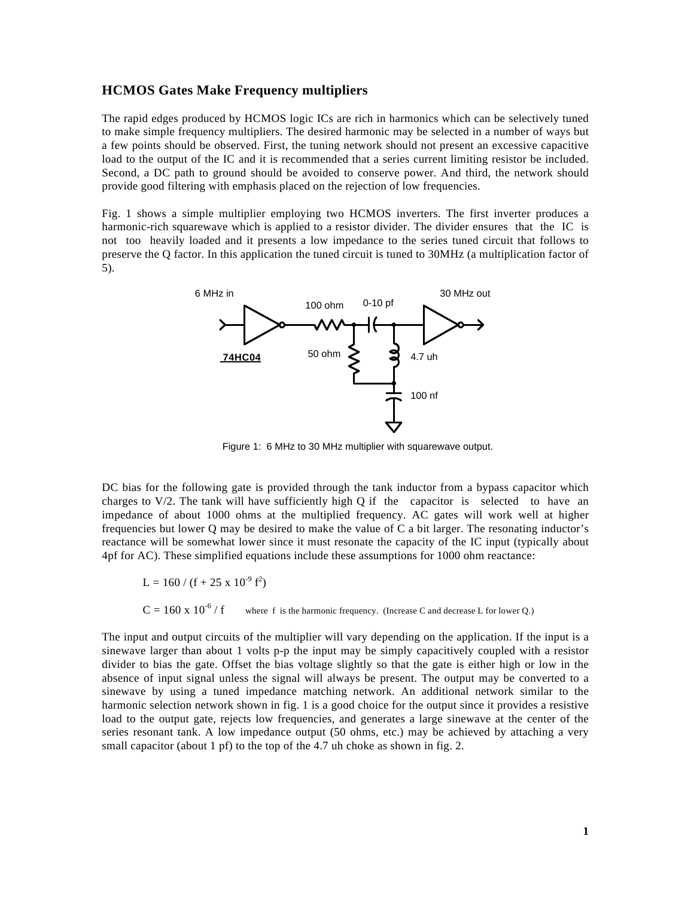## HCMOS Gates Make Frequency multipliers

The rapid edges produced by HCMOS logic ICs are rich in harmonics which can be selectively tuned to make simple frequency multipliers. The desired harmonic may be selected in a number of ways but a few points should be observed. First, the tuning network should not present an excessive capacitive load to the output of the IC and it is recommended that a series current limiting resistor be included. Second, a DC path to ground should be avoided to conserve power. And third, the network should provide good filtering with emphasis placed on the rejection of low frequencies.

Fig. 1 shows a simple multiplier employing two HCMOS inverters. The first inverter produces a harmonic-rich squarewave which is applied to a resistor divider. The divider ensures that the IC is not too heavily loaded and it presents a low impedance to the series tuned circuit that follows to preserve the Q factor. In this application the tuned circuit is tuned to 30MHz (a multiplication factor of 5).

6 MHz in | 100 ohm | 0-10 pf | 30 MHz out | 74HC04 | 50 ohm | 4.7 uh | 100 nf

Figure 1: 6 MHz to 30 MHz multiplier with squarewave output.

DC bias for the following gate is provided through the tank inductor from a bypass capacitor which charges to V/2. The tank will have sufficiently high Q if the capacitor is selected to have an impedance of about 1000 ohms at the multiplied frequency. AC gates will work well at higher frequencies but lower Q may be desired to make the value of C a bit larger. The resonating inductor's reactance will be somewhat lower since it must resonate the capacity of the IC input (typically about 4pf for AC). These simplified equations include these assumptions for 1000 ohm reactance:

$$L = 160 / (f + 25 \times 10^{-9} f^2)$$

$$C = 160 \times 10^{-6} / f$$ where f is the harmonic frequency. (Increase C and decrease L for lower Q.)

The input and output circuits of the multiplier will vary depending on the application. If the input is a sinewave larger than about 1 volts p-p the input may be simply capacitively coupled with a resistor divider to bias the gate. Offset the bias voltage slightly so that the gate is either high or low in the absence of input signal unless the signal will always be present. The output may be converted to a sinewave by using a tuned impedance matching network. An additional network similar to the harmonic selection network shown in fig. 1 is a good choice for the output since it provides a resistive load to the output gate, rejects low frequencies, and generates a large sinewave at the center of the series resonant tank. A low impedance output (50 ohms, etc.) may be achieved by attaching a very small capacitor (about 1 pf) to the top of the 4.7 uh choke as shown in fig. 2.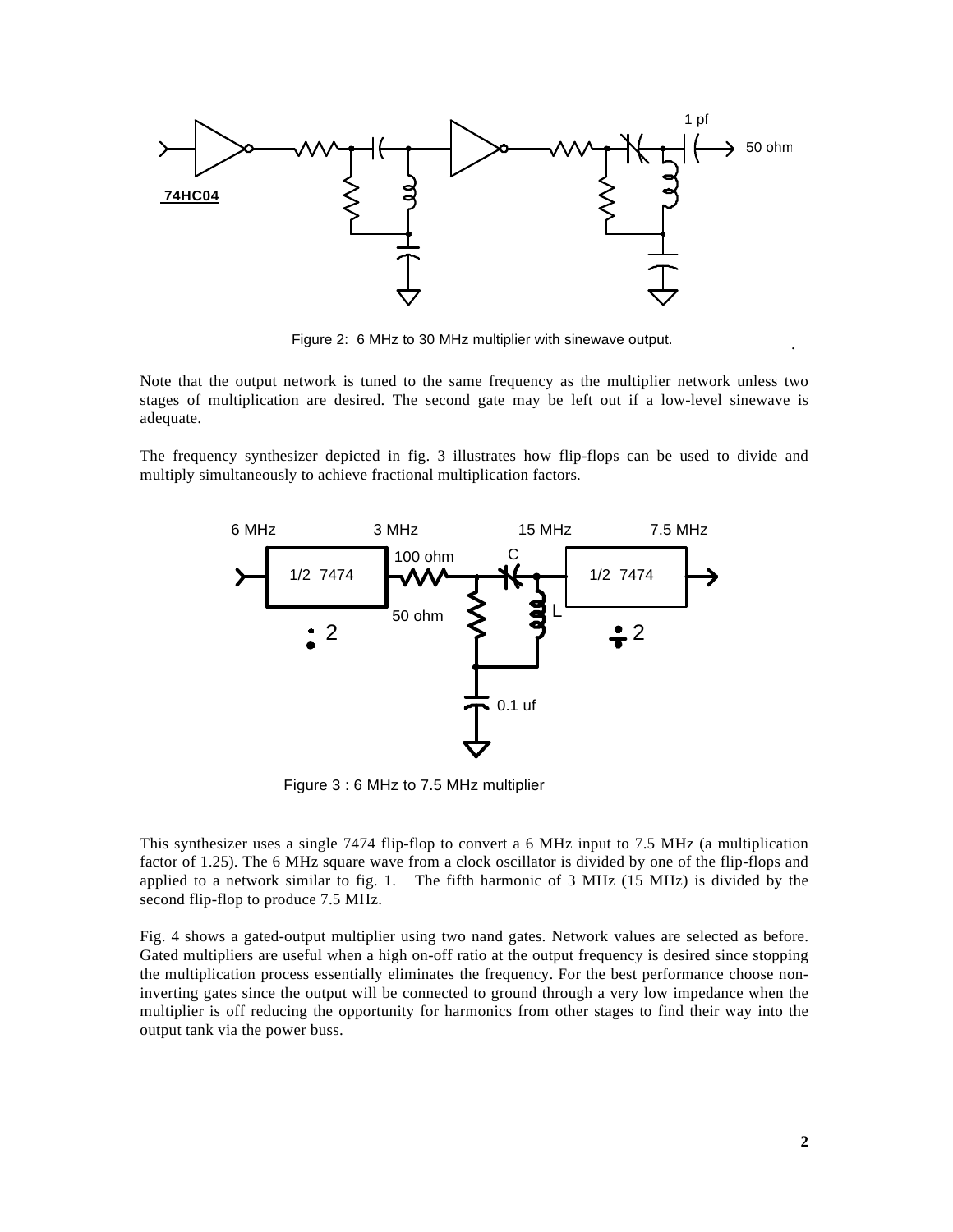Figure 2: 6 MHz to 30 MHz multiplier with sinewave output.

Note that the output network is tuned to the same frequency as the multiplier network unless two stages of multiplication are desired. The second gate may be left out if a low-level sinewave is adequate.

The frequency synthesizer depicted in fig. 3 illustrates how flip-flops can be used to divide and multiply simultaneously to achieve fractional multiplication factors.

Figure 3 : 6 MHz to 7.5 MHz multiplier

This synthesizer uses a single 7474 flip-flop to convert a 6 MHz input to 7.5 MHz (a multiplication factor of 1.25). The 6 MHz square wave from a clock oscillator is divided by one of the flip-flops and applied to a network similar to fig. 1. The fifth harmonic of 3 MHz (15 MHz) is divided by the second flip-flop to produce 7.5 MHz.

Fig. 4 shows a gated-output multiplier using two nand gates. Network values are selected as before. Gated multipliers are useful when a high on-off ratio at the output frequency is desired since stopping the multiplication process essentially eliminates the frequency. For the best performance choose non-inverting gates since the output will be connected to ground through a very low impedance when the multiplier is off reducing the opportunity for harmonics from other stages to find their way into the output tank via the power buss.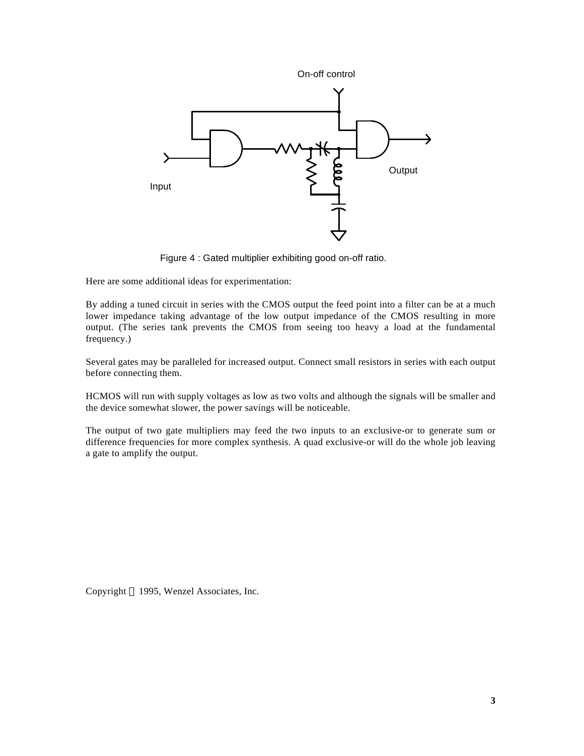On-off control

Output

Input

Figure 4 : Gated multiplier exhibiting good on-off ratio.

Here are some additional ideas for experimentation:

By adding a tuned circuit in series with the CMOS output the feed point into a filter can be at a much lower impedance taking advantage of the low output impedance of the CMOS resulting in more output. (The series tank prevents the CMOS from seeing too heavy a load at the fundamental frequency.)

Several gates may be paralleled for increased output. Connect small resistors in series with each output before connecting them.

HCMOS will run with supply voltages as low as two volts and although the signals will be smaller and the device somewhat slower, the power savings will be noticeable.

The output of two gate multipliers may feed the two inputs to an exclusive-or to generate sum or difference frequencies for more complex synthesis. A quad exclusive-or will do the whole job leaving a gate to amplify the output.

Copyright © 1995, Wenzel Associates, Inc.